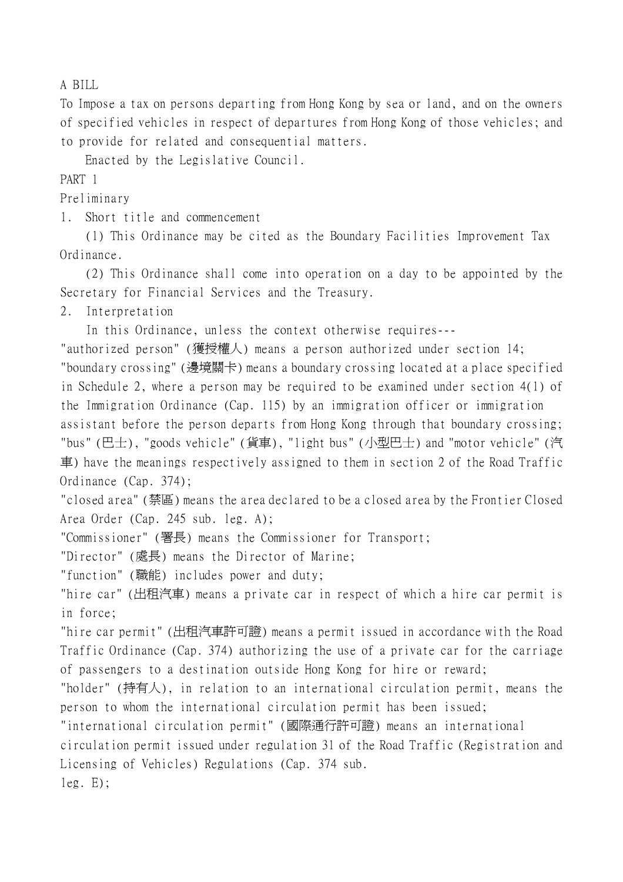A BILL

To Impose a tax on persons departing from Hong Kong by sea or land, and on the owners of specified vehicles in respect of departures from Hong Kong of those vehicles; and to provide for related and consequential matters.

Enacted by the Legislative Council.

## PART 1

## Preliminary

### 1. Short title and commencement

(1) This Ordinance may be cited as the Boundary Facilities Improvement Tax Ordinance.

(2) This Ordinance shall come into operation on a day to be appointed by the Secretary for Financial Services and the Treasury.

### 2. Interpretation

In this Ordinance, unless the context otherwise requires---

"authorized person" (獲授權人) means a person authorized under section 14;

"boundary crossing" (邊境關卡) means a boundary crossing located at a place specified in Schedule 2, where a person may be required to be examined under section 4(1) of the Immigration Ordinance (Cap. 115) by an immigration officer or immigration assistant before the person departs from Hong Kong through that boundary crossing;

"bus" (巴士), "goods vehicle" (貨車), "light bus" (小型巴士) and "motor vehicle" (汽車) have the meanings respectively assigned to them in section 2 of the Road Traffic Ordinance (Cap. 374);

"closed area" (禁區) means the area declared to be a closed area by the Frontier Closed Area Order (Cap. 245 sub. leg. A);

"Commissioner" (署長) means the Commissioner for Transport;

"Director" (處長) means the Director of Marine;

"function" (職能) includes power and duty;

"hire car" (出租汽車) means a private car in respect of which a hire car permit is in force;

"hire car permit" (出租汽車許可證) means a permit issued in accordance with the Road Traffic Ordinance (Cap. 374) authorizing the use of a private car for the carriage of passengers to a destination outside Hong Kong for hire or reward;

"holder" (持有人), in relation to an international circulation permit, means the person to whom the international circulation permit has been issued;

"international circulation permit" (國際通行許可證) means an international circulation permit issued under regulation 31 of the Road Traffic (Registration and Licensing of Vehicles) Regulations (Cap. 374 sub. leg. E);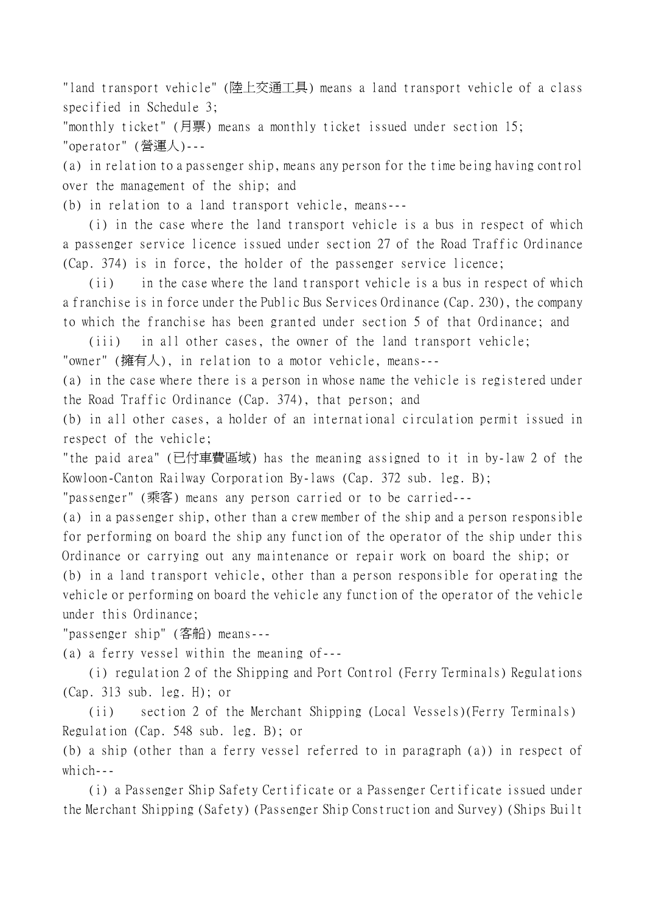"land transport vehicle" (陸上交通工具) means a land transport vehicle of a class specified in Schedule 3;

"monthly ticket" (月票) means a monthly ticket issued under section 15;

"operator" (營運人)---

(a) in relation to a passenger ship, means any person for the time being having control over the management of the ship; and

(b) in relation to a land transport vehicle, means---

(i) in the case where the land transport vehicle is a bus in respect of which a passenger service licence issued under section 27 of the Road Traffic Ordinance (Cap. 374) is in force, the holder of the passenger service licence;

(ii) in the case where the land transport vehicle is a bus in respect of which a franchise is in force under the Public Bus Services Ordinance (Cap. 230), the company to which the franchise has been granted under section 5 of that Ordinance; and

(iii) in all other cases, the owner of the land transport vehicle;

"owner" (擁有人), in relation to a motor vehicle, means---

(a) in the case where there is a person in whose name the vehicle is registered under the Road Traffic Ordinance (Cap. 374), that person; and

(b) in all other cases, a holder of an international circulation permit issued in respect of the vehicle;

"the paid area" (已付車費區域) has the meaning assigned to it in by-law 2 of the Kowloon-Canton Railway Corporation By-laws (Cap. 372 sub. leg. B);

"passenger" (乘客) means any person carried or to be carried---

(a) in a passenger ship, other than a crew member of the ship and a person responsible for performing on board the ship any function of the operator of the ship under this Ordinance or carrying out any maintenance or repair work on board the ship; or

(b) in a land transport vehicle, other than a person responsible for operating the vehicle or performing on board the vehicle any function of the operator of the vehicle under this Ordinance;

"passenger ship" (客船) means---

(a) a ferry vessel within the meaning of---

(i) regulation 2 of the Shipping and Port Control (Ferry Terminals) Regulations (Cap. 313 sub. leg. H); or

(ii) section 2 of the Merchant Shipping (Local Vessels)(Ferry Terminals) Regulation (Cap. 548 sub. leg. B); or

(b) a ship (other than a ferry vessel referred to in paragraph (a)) in respect of which---

(i) a Passenger Ship Safety Certificate or a Passenger Certificate issued under the Merchant Shipping (Safety) (Passenger Ship Construction and Survey) (Ships Built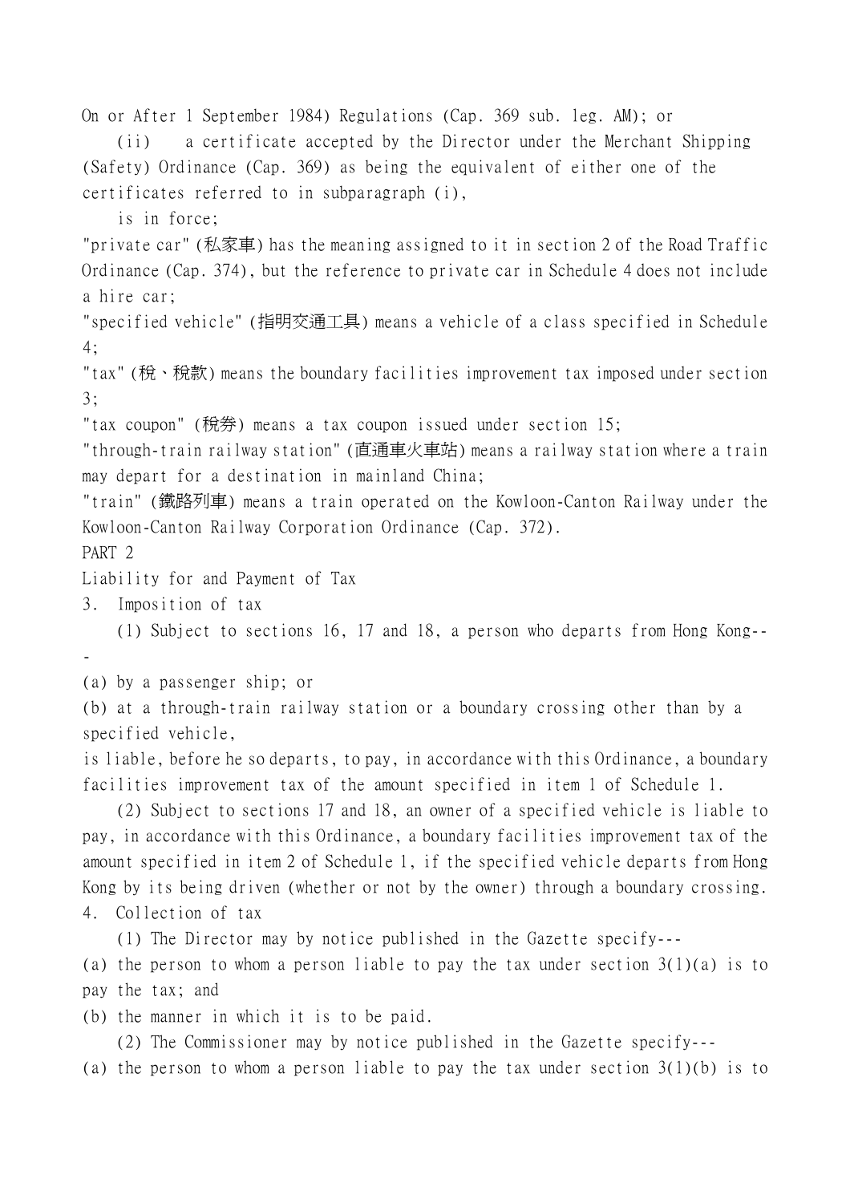On or After 1 September 1984) Regulations (Cap. 369 sub. leg. AM); or

(ii) a certificate accepted by the Director under the Merchant Shipping (Safety) Ordinance (Cap. 369) as being the equivalent of either one of the certificates referred to in subparagraph (i),

is in force;

"private car" (私家車) has the meaning assigned to it in section 2 of the Road Traffic Ordinance (Cap. 374), but the reference to private car in Schedule 4 does not include a hire car;

"specified vehicle" (指明交通工具) means a vehicle of a class specified in Schedule 4;

"tax" (稅、稅款) means the boundary facilities improvement tax imposed under section 3;

"tax coupon" (稅券) means a tax coupon issued under section 15;

"through-train railway station" (直通車火車站) means a railway station where a train may depart for a destination in mainland China;

"train" (鐵路列車) means a train operated on the Kowloon-Canton Railway under the Kowloon-Canton Railway Corporation Ordinance (Cap. 372).

## PART 2

## Liability for and Payment of Tax

### 3. Imposition of tax

(1) Subject to sections 16, 17 and 18, a person who departs from Hong Kong---

(a) by a passenger ship; or

(b) at a through-train railway station or a boundary crossing other than by a specified vehicle,

is liable, before he so departs, to pay, in accordance with this Ordinance, a boundary facilities improvement tax of the amount specified in item 1 of Schedule 1.

(2) Subject to sections 17 and 18, an owner of a specified vehicle is liable to pay, in accordance with this Ordinance, a boundary facilities improvement tax of the amount specified in item 2 of Schedule 1, if the specified vehicle departs from Hong Kong by its being driven (whether or not by the owner) through a boundary crossing.

### 4. Collection of tax

(1) The Director may by notice published in the Gazette specify---

(a) the person to whom a person liable to pay the tax under section 3(1)(a) is to pay the tax; and

(b) the manner in which it is to be paid.

(2) The Commissioner may by notice published in the Gazette specify---

(a) the person to whom a person liable to pay the tax under section 3(1)(b) is to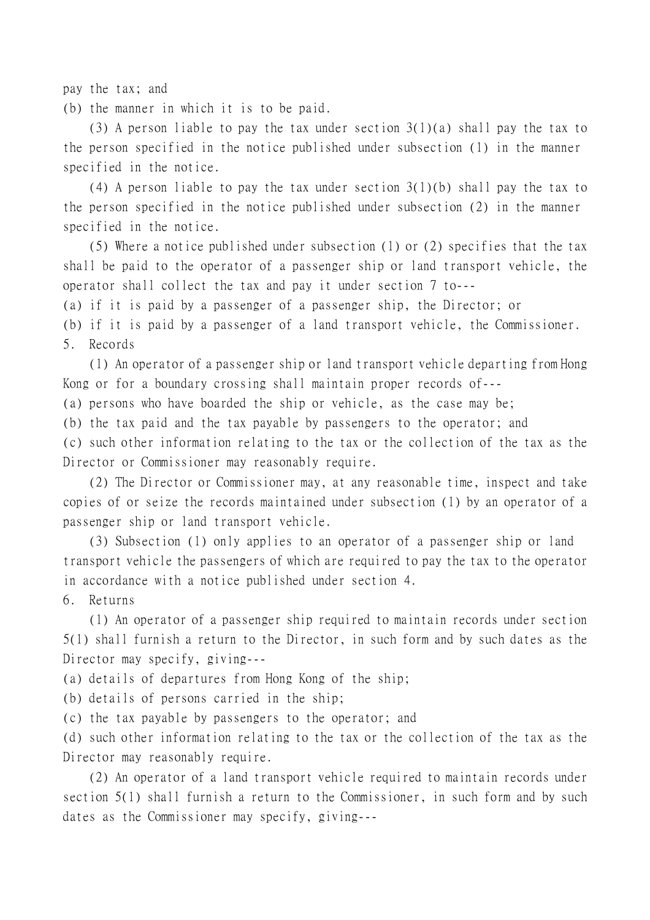pay the tax; and

(b) the manner in which it is to be paid.

(3) A person liable to pay the tax under section 3(1)(a) shall pay the tax to the person specified in the notice published under subsection (1) in the manner specified in the notice.

(4) A person liable to pay the tax under section 3(1)(b) shall pay the tax to the person specified in the notice published under subsection (2) in the manner specified in the notice.

(5) Where a notice published under subsection (1) or (2) specifies that the tax shall be paid to the operator of a passenger ship or land transport vehicle, the operator shall collect the tax and pay it under section 7 to---

(a) if it is paid by a passenger of a passenger ship, the Director; or

(b) if it is paid by a passenger of a land transport vehicle, the Commissioner.

5. Records

(1) An operator of a passenger ship or land transport vehicle departing from Hong Kong or for a boundary crossing shall maintain proper records of---

(a) persons who have boarded the ship or vehicle, as the case may be;

(b) the tax paid and the tax payable by passengers to the operator; and

(c) such other information relating to the tax or the collection of the tax as the Director or Commissioner may reasonably require.

(2) The Director or Commissioner may, at any reasonable time, inspect and take copies of or seize the records maintained under subsection (1) by an operator of a passenger ship or land transport vehicle.

(3) Subsection (1) only applies to an operator of a passenger ship or land transport vehicle the passengers of which are required to pay the tax to the operator in accordance with a notice published under section 4.

6. Returns

(1) An operator of a passenger ship required to maintain records under section 5(1) shall furnish a return to the Director, in such form and by such dates as the Director may specify, giving---

(a) details of departures from Hong Kong of the ship;

(b) details of persons carried in the ship;

(c) the tax payable by passengers to the operator; and

(d) such other information relating to the tax or the collection of the tax as the Director may reasonably require.

(2) An operator of a land transport vehicle required to maintain records under section 5(1) shall furnish a return to the Commissioner, in such form and by such dates as the Commissioner may specify, giving---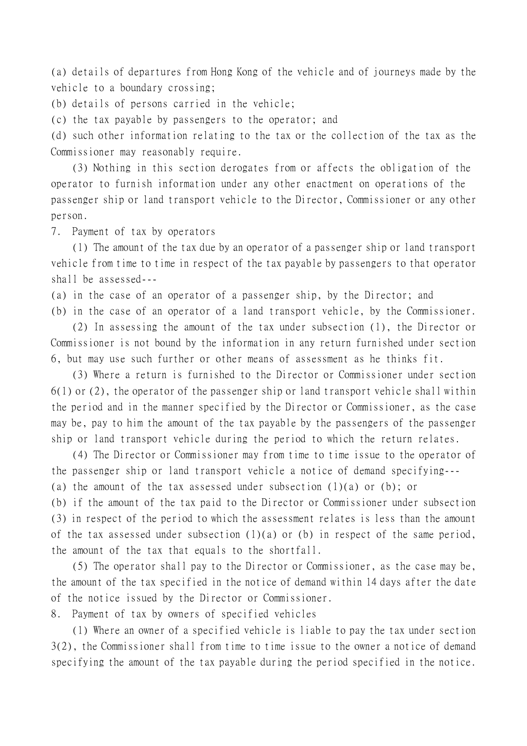(a) details of departures from Hong Kong of the vehicle and of journeys made by the vehicle to a boundary crossing;

(b) details of persons carried in the vehicle;

(c) the tax payable by passengers to the operator; and

(d) such other information relating to the tax or the collection of the tax as the Commissioner may reasonably require.

(3) Nothing in this section derogates from or affects the obligation of the operator to furnish information under any other enactment on operations of the passenger ship or land transport vehicle to the Director, Commissioner or any other person.

7. Payment of tax by operators

(1) The amount of the tax due by an operator of a passenger ship or land transport vehicle from time to time in respect of the tax payable by passengers to that operator shall be assessed---

(a) in the case of an operator of a passenger ship, by the Director; and

(b) in the case of an operator of a land transport vehicle, by the Commissioner.

(2) In assessing the amount of the tax under subsection (1), the Director or Commissioner is not bound by the information in any return furnished under section 6, but may use such further or other means of assessment as he thinks fit.

(3) Where a return is furnished to the Director or Commissioner under section 6(1) or (2), the operator of the passenger ship or land transport vehicle shall within the period and in the manner specified by the Director or Commissioner, as the case may be, pay to him the amount of the tax payable by the passengers of the passenger ship or land transport vehicle during the period to which the return relates.

(4) The Director or Commissioner may from time to time issue to the operator of the passenger ship or land transport vehicle a notice of demand specifying---

(a) the amount of the tax assessed under subsection (1)(a) or (b); or

(b) if the amount of the tax paid to the Director or Commissioner under subsection (3) in respect of the period to which the assessment relates is less than the amount of the tax assessed under subsection (1)(a) or (b) in respect of the same period, the amount of the tax that equals to the shortfall.

(5) The operator shall pay to the Director or Commissioner, as the case may be, the amount of the tax specified in the notice of demand within 14 days after the date of the notice issued by the Director or Commissioner.

8. Payment of tax by owners of specified vehicles

(1) Where an owner of a specified vehicle is liable to pay the tax under section 3(2), the Commissioner shall from time to time issue to the owner a notice of demand specifying the amount of the tax payable during the period specified in the notice.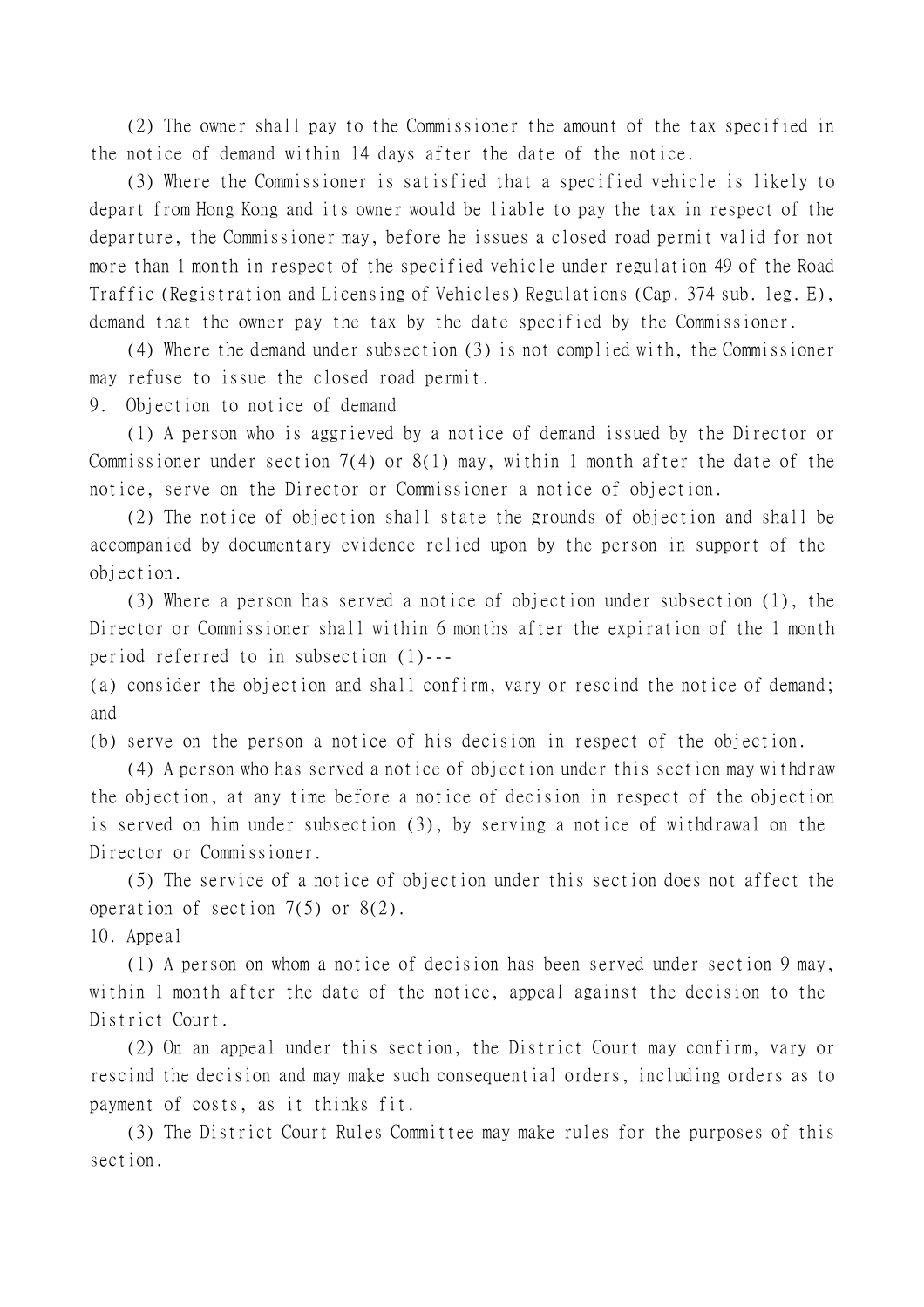(2) The owner shall pay to the Commissioner the amount of the tax specified in the notice of demand within 14 days after the date of the notice.

(3) Where the Commissioner is satisfied that a specified vehicle is likely to depart from Hong Kong and its owner would be liable to pay the tax in respect of the departure, the Commissioner may, before he issues a closed road permit valid for not more than 1 month in respect of the specified vehicle under regulation 49 of the Road Traffic (Registration and Licensing of Vehicles) Regulations (Cap. 374 sub. leg. E), demand that the owner pay the tax by the date specified by the Commissioner.

(4) Where the demand under subsection (3) is not complied with, the Commissioner may refuse to issue the closed road permit.

### 9. Objection to notice of demand

(1) A person who is aggrieved by a notice of demand issued by the Director or Commissioner under section 7(4) or 8(1) may, within 1 month after the date of the notice, serve on the Director or Commissioner a notice of objection.

(2) The notice of objection shall state the grounds of objection and shall be accompanied by documentary evidence relied upon by the person in support of the objection.

(3) Where a person has served a notice of objection under subsection (1), the Director or Commissioner shall within 6 months after the expiration of the 1 month period referred to in subsection (1)---

(a) consider the objection and shall confirm, vary or rescind the notice of demand; and

(b) serve on the person a notice of his decision in respect of the objection.

(4) A person who has served a notice of objection under this section may withdraw the objection, at any time before a notice of decision in respect of the objection is served on him under subsection (3), by serving a notice of withdrawal on the Director or Commissioner.

(5) The service of a notice of objection under this section does not affect the operation of section 7(5) or 8(2).

### 10. Appeal

(1) A person on whom a notice of decision has been served under section 9 may, within 1 month after the date of the notice, appeal against the decision to the District Court.

(2) On an appeal under this section, the District Court may confirm, vary or rescind the decision and may make such consequential orders, including orders as to payment of costs, as it thinks fit.

(3) The District Court Rules Committee may make rules for the purposes of this section.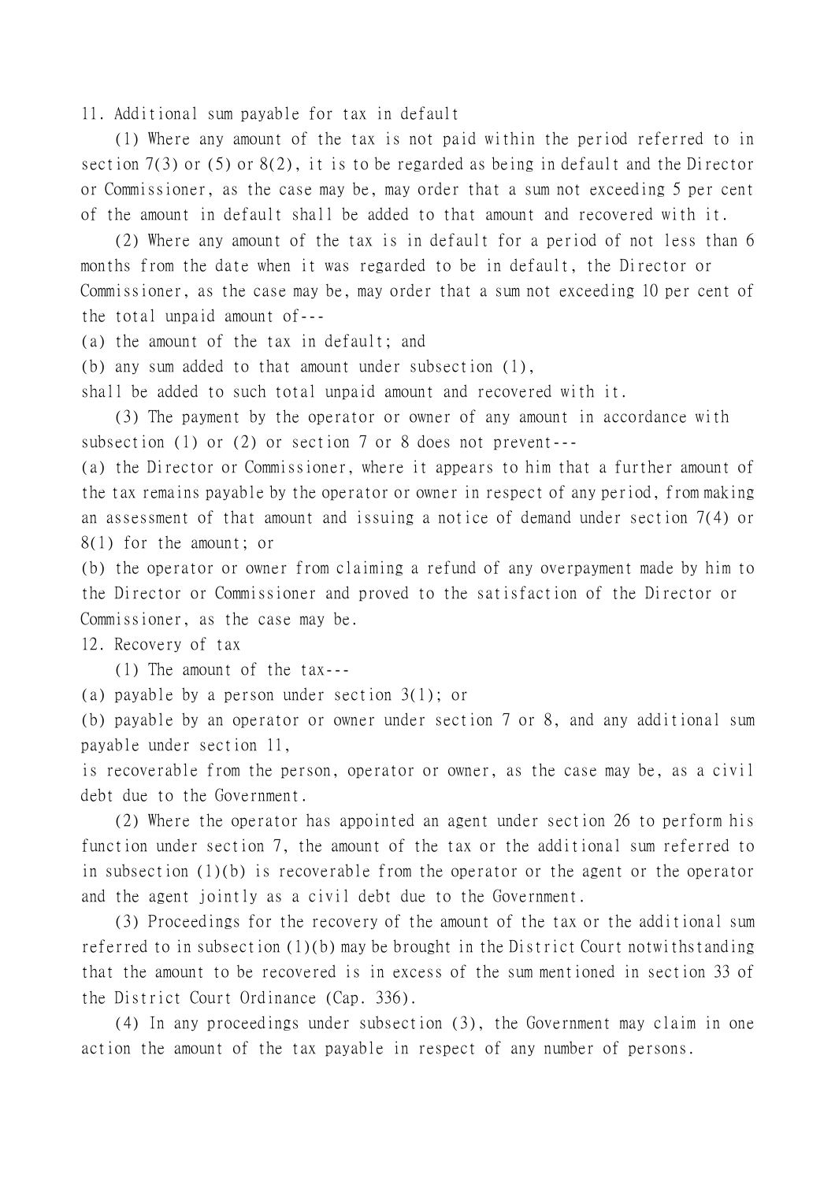11. Additional sum payable for tax in default

(1) Where any amount of the tax is not paid within the period referred to in section 7(3) or (5) or 8(2), it is to be regarded as being in default and the Director or Commissioner, as the case may be, may order that a sum not exceeding 5 per cent of the amount in default shall be added to that amount and recovered with it.

(2) Where any amount of the tax is in default for a period of not less than 6 months from the date when it was regarded to be in default, the Director or Commissioner, as the case may be, may order that a sum not exceeding 10 per cent of the total unpaid amount of---

(a) the amount of the tax in default; and

(b) any sum added to that amount under subsection (1),

shall be added to such total unpaid amount and recovered with it.

(3) The payment by the operator or owner of any amount in accordance with subsection (1) or (2) or section 7 or 8 does not prevent---

(a) the Director or Commissioner, where it appears to him that a further amount of the tax remains payable by the operator or owner in respect of any period, from making an assessment of that amount and issuing a notice of demand under section 7(4) or 8(1) for the amount; or

(b) the operator or owner from claiming a refund of any overpayment made by him to the Director or Commissioner and proved to the satisfaction of the Director or Commissioner, as the case may be.

12. Recovery of tax

(1) The amount of the tax---

(a) payable by a person under section 3(1); or

(b) payable by an operator or owner under section 7 or 8, and any additional sum payable under section 11,

is recoverable from the person, operator or owner, as the case may be, as a civil debt due to the Government.

(2) Where the operator has appointed an agent under section 26 to perform his function under section 7, the amount of the tax or the additional sum referred to in subsection (1)(b) is recoverable from the operator or the agent or the operator and the agent jointly as a civil debt due to the Government.

(3) Proceedings for the recovery of the amount of the tax or the additional sum referred to in subsection (1)(b) may be brought in the District Court notwithstanding that the amount to be recovered is in excess of the sum mentioned in section 33 of the District Court Ordinance (Cap. 336).

(4) In any proceedings under subsection (3), the Government may claim in one action the amount of the tax payable in respect of any number of persons.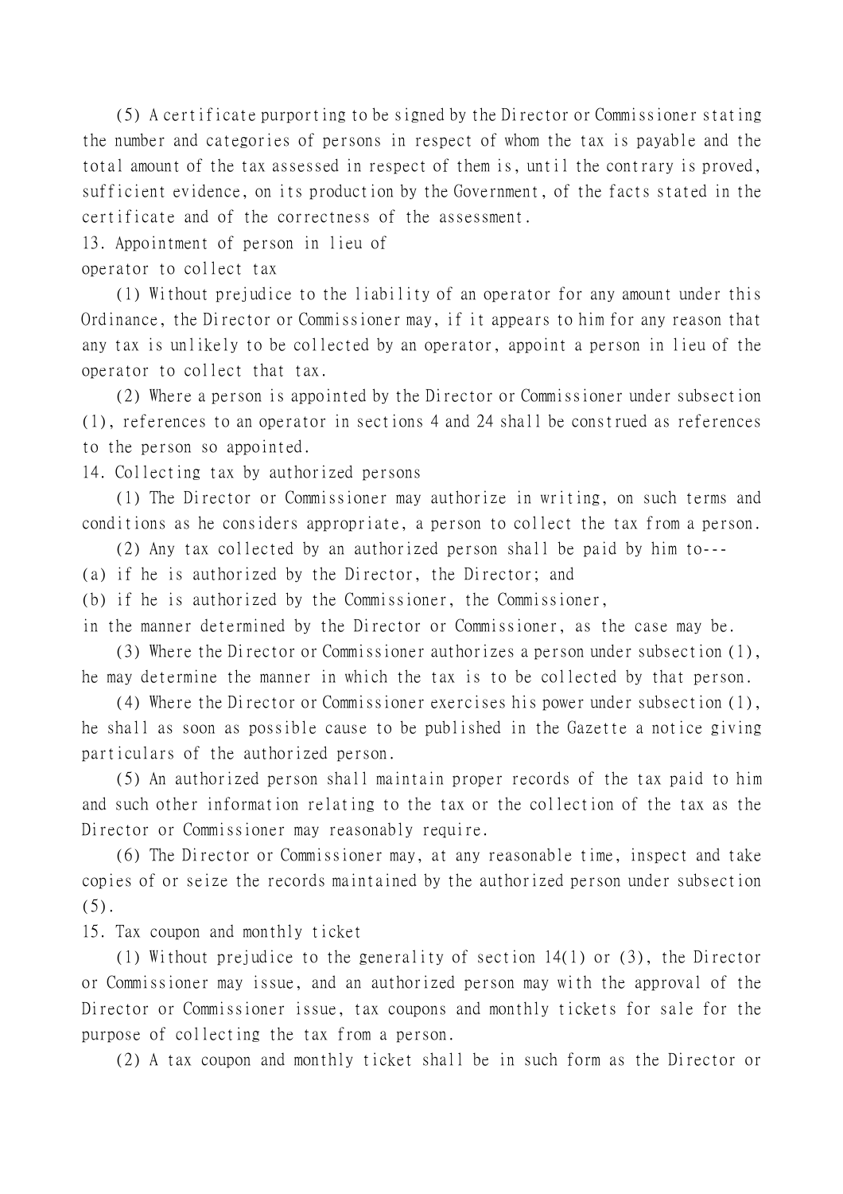(5) A certificate purporting to be signed by the Director or Commissioner stating the number and categories of persons in respect of whom the tax is payable and the total amount of the tax assessed in respect of them is, until the contrary is proved, sufficient evidence, on its production by the Government, of the facts stated in the certificate and of the correctness of the assessment.

13. Appointment of person in lieu of operator to collect tax

(1) Without prejudice to the liability of an operator for any amount under this Ordinance, the Director or Commissioner may, if it appears to him for any reason that any tax is unlikely to be collected by an operator, appoint a person in lieu of the operator to collect that tax.

(2) Where a person is appointed by the Director or Commissioner under subsection (1), references to an operator in sections 4 and 24 shall be construed as references to the person so appointed.

14. Collecting tax by authorized persons

(1) The Director or Commissioner may authorize in writing, on such terms and conditions as he considers appropriate, a person to collect the tax from a person.

(2) Any tax collected by an authorized person shall be paid by him to---

(a) if he is authorized by the Director, the Director; and

(b) if he is authorized by the Commissioner, the Commissioner,

in the manner determined by the Director or Commissioner, as the case may be.

(3) Where the Director or Commissioner authorizes a person under subsection (1), he may determine the manner in which the tax is to be collected by that person.

(4) Where the Director or Commissioner exercises his power under subsection (1), he shall as soon as possible cause to be published in the Gazette a notice giving particulars of the authorized person.

(5) An authorized person shall maintain proper records of the tax paid to him and such other information relating to the tax or the collection of the tax as the Director or Commissioner may reasonably require.

(6) The Director or Commissioner may, at any reasonable time, inspect and take copies of or seize the records maintained by the authorized person under subsection (5).

15. Tax coupon and monthly ticket

(1) Without prejudice to the generality of section 14(1) or (3), the Director or Commissioner may issue, and an authorized person may with the approval of the Director or Commissioner issue, tax coupons and monthly tickets for sale for the purpose of collecting the tax from a person.

(2) A tax coupon and monthly ticket shall be in such form as the Director or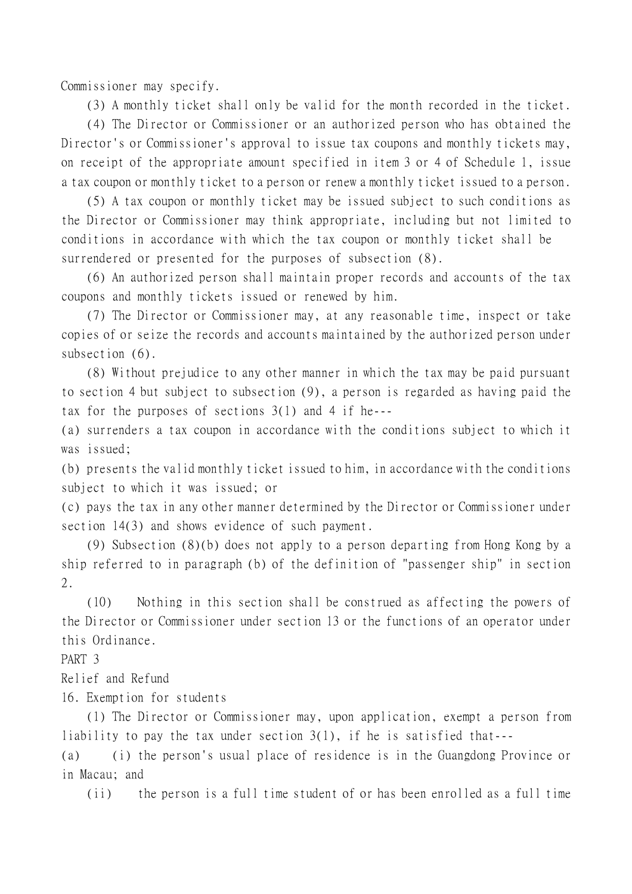Commissioner may specify.

(3) A monthly ticket shall only be valid for the month recorded in the ticket.

(4) The Director or Commissioner or an authorized person who has obtained the Director's or Commissioner's approval to issue tax coupons and monthly tickets may, on receipt of the appropriate amount specified in item 3 or 4 of Schedule 1, issue a tax coupon or monthly ticket to a person or renew a monthly ticket issued to a person.

(5) A tax coupon or monthly ticket may be issued subject to such conditions as the Director or Commissioner may think appropriate, including but not limited to conditions in accordance with which the tax coupon or monthly ticket shall be surrendered or presented for the purposes of subsection (8).

(6) An authorized person shall maintain proper records and accounts of the tax coupons and monthly tickets issued or renewed by him.

(7) The Director or Commissioner may, at any reasonable time, inspect or take copies of or seize the records and accounts maintained by the authorized person under subsection (6).

(8) Without prejudice to any other manner in which the tax may be paid pursuant to section 4 but subject to subsection (9), a person is regarded as having paid the tax for the purposes of sections 3(1) and 4 if he---

(a) surrenders a tax coupon in accordance with the conditions subject to which it was issued;

(b) presents the valid monthly ticket issued to him, in accordance with the conditions subject to which it was issued; or

(c) pays the tax in any other manner determined by the Director or Commissioner under section 14(3) and shows evidence of such payment.

(9) Subsection (8)(b) does not apply to a person departing from Hong Kong by a ship referred to in paragraph (b) of the definition of "passenger ship" in section 2.

(10) Nothing in this section shall be construed as affecting the powers of the Director or Commissioner under section 13 or the functions of an operator under this Ordinance.

PART 3

Relief and Refund

16. Exemption for students

(1) The Director or Commissioner may, upon application, exempt a person from liability to pay the tax under section 3(1), if he is satisfied that---

(a) (i) the person's usual place of residence is in the Guangdong Province or in Macau; and

(ii) the person is a full time student of or has been enrolled as a full time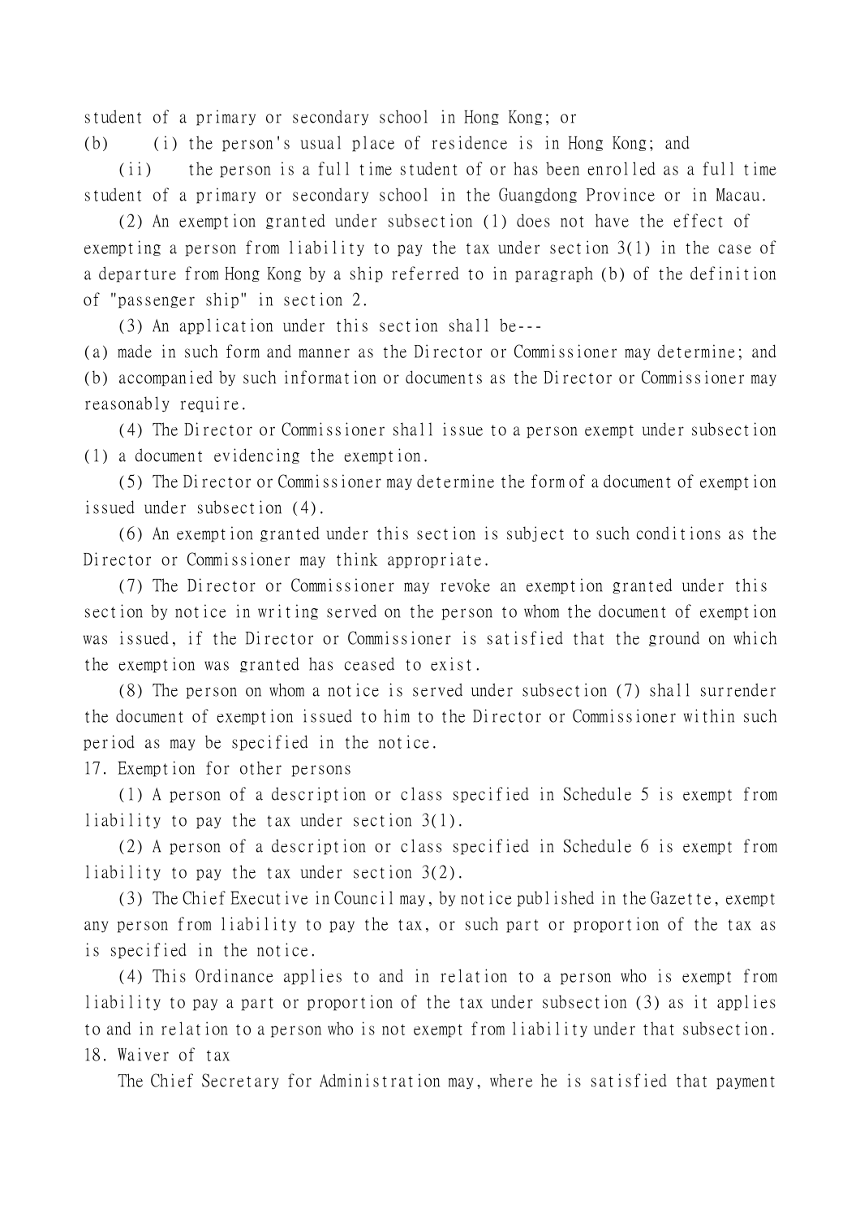student of a primary or secondary school in Hong Kong; or

(b) (i) the person's usual place of residence is in Hong Kong; and

(ii) the person is a full time student of or has been enrolled as a full time student of a primary or secondary school in the Guangdong Province or in Macau.

(2) An exemption granted under subsection (1) does not have the effect of exempting a person from liability to pay the tax under section 3(1) in the case of a departure from Hong Kong by a ship referred to in paragraph (b) of the definition of "passenger ship" in section 2.

(3) An application under this section shall be---

(a) made in such form and manner as the Director or Commissioner may determine; and

(b) accompanied by such information or documents as the Director or Commissioner may reasonably require.

(4) The Director or Commissioner shall issue to a person exempt under subsection (1) a document evidencing the exemption.

(5) The Director or Commissioner may determine the form of a document of exemption issued under subsection (4).

(6) An exemption granted under this section is subject to such conditions as the Director or Commissioner may think appropriate.

(7) The Director or Commissioner may revoke an exemption granted under this section by notice in writing served on the person to whom the document of exemption was issued, if the Director or Commissioner is satisfied that the ground on which the exemption was granted has ceased to exist.

(8) The person on whom a notice is served under subsection (7) shall surrender the document of exemption issued to him to the Director or Commissioner within such period as may be specified in the notice.

17. Exemption for other persons

(1) A person of a description or class specified in Schedule 5 is exempt from liability to pay the tax under section 3(1).

(2) A person of a description or class specified in Schedule 6 is exempt from liability to pay the tax under section 3(2).

(3) The Chief Executive in Council may, by notice published in the Gazette, exempt any person from liability to pay the tax, or such part or proportion of the tax as is specified in the notice.

(4) This Ordinance applies to and in relation to a person who is exempt from liability to pay a part or proportion of the tax under subsection (3) as it applies to and in relation to a person who is not exempt from liability under that subsection.

18. Waiver of tax

The Chief Secretary for Administration may, where he is satisfied that payment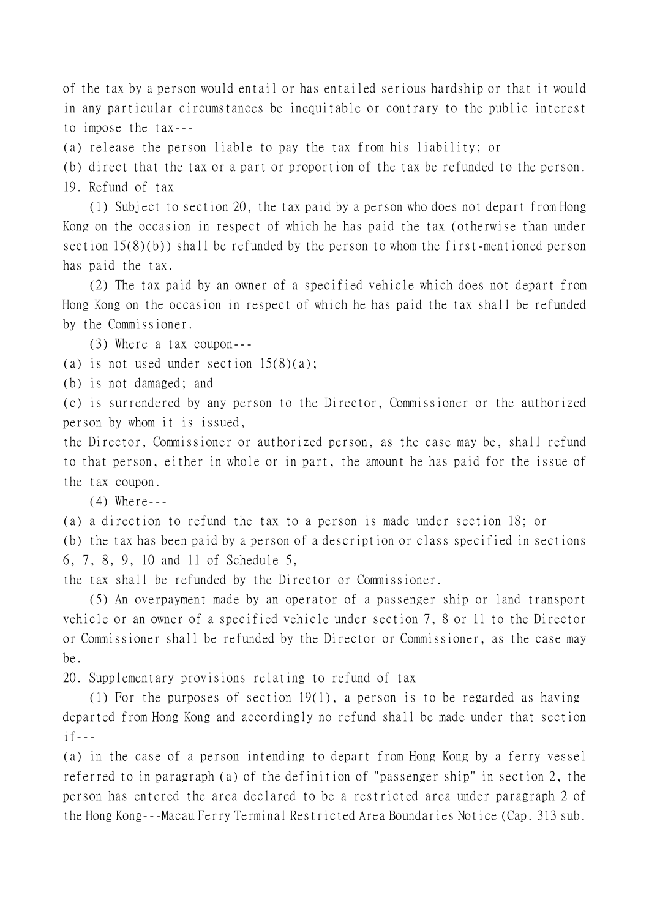of the tax by a person would entail or has entailed serious hardship or that it would in any particular circumstances be inequitable or contrary to the public interest to impose the tax---

(a) release the person liable to pay the tax from his liability; or

(b) direct that the tax or a part or proportion of the tax be refunded to the person.

19. Refund of tax

(1) Subject to section 20, the tax paid by a person who does not depart from Hong Kong on the occasion in respect of which he has paid the tax (otherwise than under section 15(8)(b)) shall be refunded by the person to whom the first-mentioned person has paid the tax.

(2) The tax paid by an owner of a specified vehicle which does not depart from Hong Kong on the occasion in respect of which he has paid the tax shall be refunded by the Commissioner.

(3) Where a tax coupon---

(a) is not used under section 15(8)(a);

(b) is not damaged; and

(c) is surrendered by any person to the Director, Commissioner or the authorized person by whom it is issued,

the Director, Commissioner or authorized person, as the case may be, shall refund to that person, either in whole or in part, the amount he has paid for the issue of the tax coupon.

(4) Where---

(a) a direction to refund the tax to a person is made under section 18; or

(b) the tax has been paid by a person of a description or class specified in sections 6, 7, 8, 9, 10 and 11 of Schedule 5,

the tax shall be refunded by the Director or Commissioner.

(5) An overpayment made by an operator of a passenger ship or land transport vehicle or an owner of a specified vehicle under section 7, 8 or 11 to the Director or Commissioner shall be refunded by the Director or Commissioner, as the case may be.

20. Supplementary provisions relating to refund of tax

(1) For the purposes of section 19(1), a person is to be regarded as having departed from Hong Kong and accordingly no refund shall be made under that section if---

(a) in the case of a person intending to depart from Hong Kong by a ferry vessel referred to in paragraph (a) of the definition of "passenger ship" in section 2, the person has entered the area declared to be a restricted area under paragraph 2 of the Hong Kong---Macau Ferry Terminal Restricted Area Boundaries Notice (Cap. 313 sub.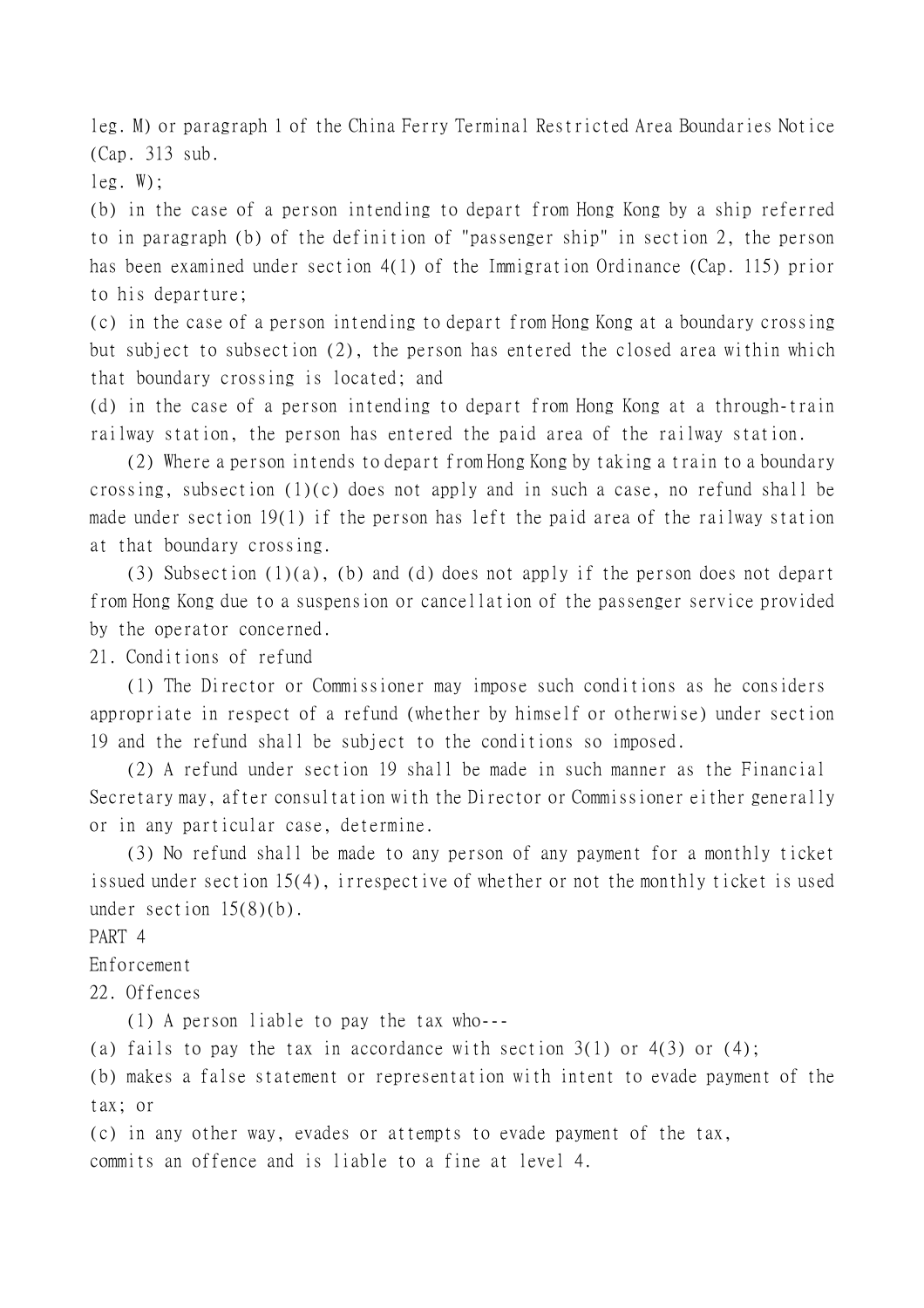leg. M) or paragraph 1 of the China Ferry Terminal Restricted Area Boundaries Notice (Cap. 313 sub.
leg. W);

(b) in the case of a person intending to depart from Hong Kong by a ship referred to in paragraph (b) of the definition of "passenger ship" in section 2, the person has been examined under section 4(1) of the Immigration Ordinance (Cap. 115) prior to his departure;

(c) in the case of a person intending to depart from Hong Kong at a boundary crossing but subject to subsection (2), the person has entered the closed area within which that boundary crossing is located; and

(d) in the case of a person intending to depart from Hong Kong at a through-train railway station, the person has entered the paid area of the railway station.

(2) Where a person intends to depart from Hong Kong by taking a train to a boundary crossing, subsection (1)(c) does not apply and in such a case, no refund shall be made under section 19(1) if the person has left the paid area of the railway station at that boundary crossing.

(3) Subsection (1)(a), (b) and (d) does not apply if the person does not depart from Hong Kong due to a suspension or cancellation of the passenger service provided by the operator concerned.

21. Conditions of refund

(1) The Director or Commissioner may impose such conditions as he considers appropriate in respect of a refund (whether by himself or otherwise) under section 19 and the refund shall be subject to the conditions so imposed.

(2) A refund under section 19 shall be made in such manner as the Financial Secretary may, after consultation with the Director or Commissioner either generally or in any particular case, determine.

(3) No refund shall be made to any person of any payment for a monthly ticket issued under section 15(4), irrespective of whether or not the monthly ticket is used under section 15(8)(b).

PART 4

Enforcement

22. Offences

(1) A person liable to pay the tax who---

(a) fails to pay the tax in accordance with section 3(1) or 4(3) or (4);

(b) makes a false statement or representation with intent to evade payment of the tax; or

(c) in any other way, evades or attempts to evade payment of the tax,

commits an offence and is liable to a fine at level 4.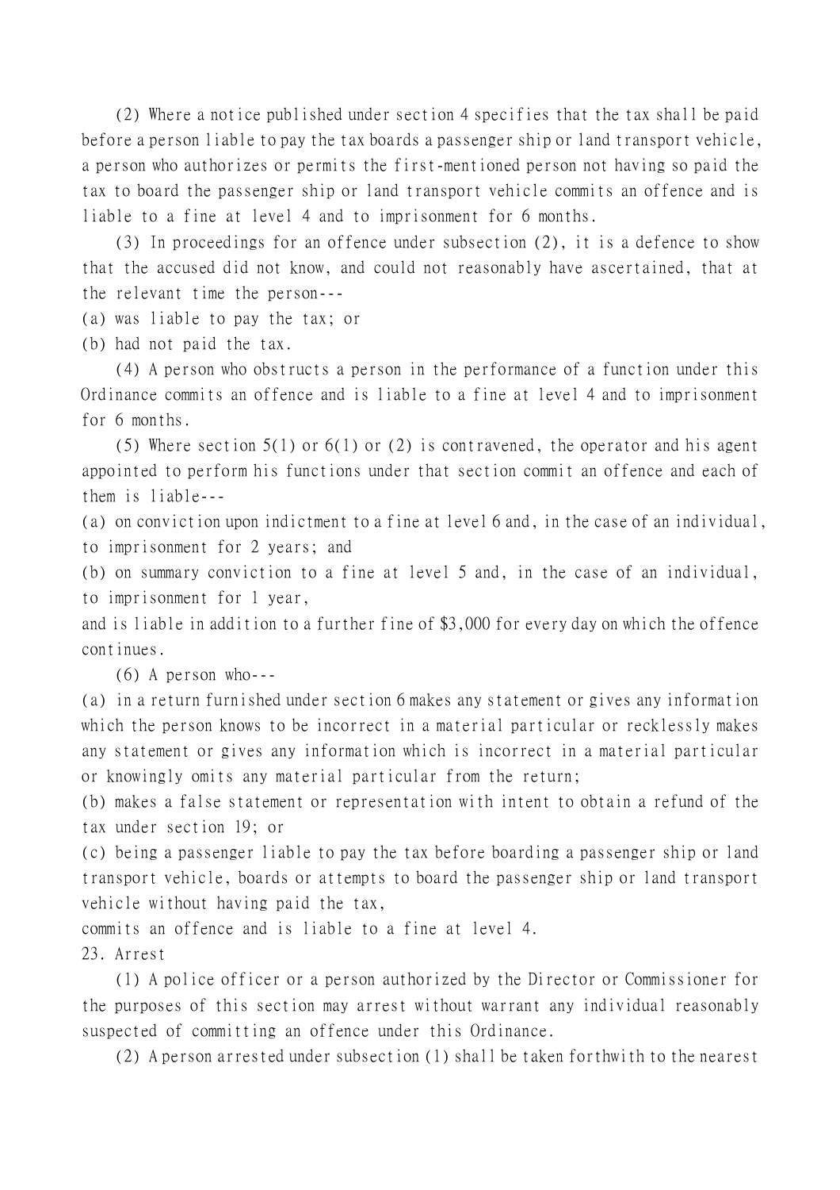(2) Where a notice published under section 4 specifies that the tax shall be paid before a person liable to pay the tax boards a passenger ship or land transport vehicle, a person who authorizes or permits the first-mentioned person not having so paid the tax to board the passenger ship or land transport vehicle commits an offence and is liable to a fine at level 4 and to imprisonment for 6 months.

(3) In proceedings for an offence under subsection (2), it is a defence to show that the accused did not know, and could not reasonably have ascertained, that at the relevant time the person---

(a) was liable to pay the tax; or

(b) had not paid the tax.

(4) A person who obstructs a person in the performance of a function under this Ordinance commits an offence and is liable to a fine at level 4 and to imprisonment for 6 months.

(5) Where section 5(1) or 6(1) or (2) is contravened, the operator and his agent appointed to perform his functions under that section commit an offence and each of them is liable---

(a) on conviction upon indictment to a fine at level 6 and, in the case of an individual, to imprisonment for 2 years; and

(b) on summary conviction to a fine at level 5 and, in the case of an individual, to imprisonment for 1 year,

and is liable in addition to a further fine of $3,000 for every day on which the offence continues.

(6) A person who---

(a) in a return furnished under section 6 makes any statement or gives any information which the person knows to be incorrect in a material particular or recklessly makes any statement or gives any information which is incorrect in a material particular or knowingly omits any material particular from the return;

(b) makes a false statement or representation with intent to obtain a refund of the tax under section 19; or

(c) being a passenger liable to pay the tax before boarding a passenger ship or land transport vehicle, boards or attempts to board the passenger ship or land transport vehicle without having paid the tax,

commits an offence and is liable to a fine at level 4.

23. Arrest

(1) A police officer or a person authorized by the Director or Commissioner for the purposes of this section may arrest without warrant any individual reasonably suspected of committing an offence under this Ordinance.

(2) A person arrested under subsection (1) shall be taken forthwith to the nearest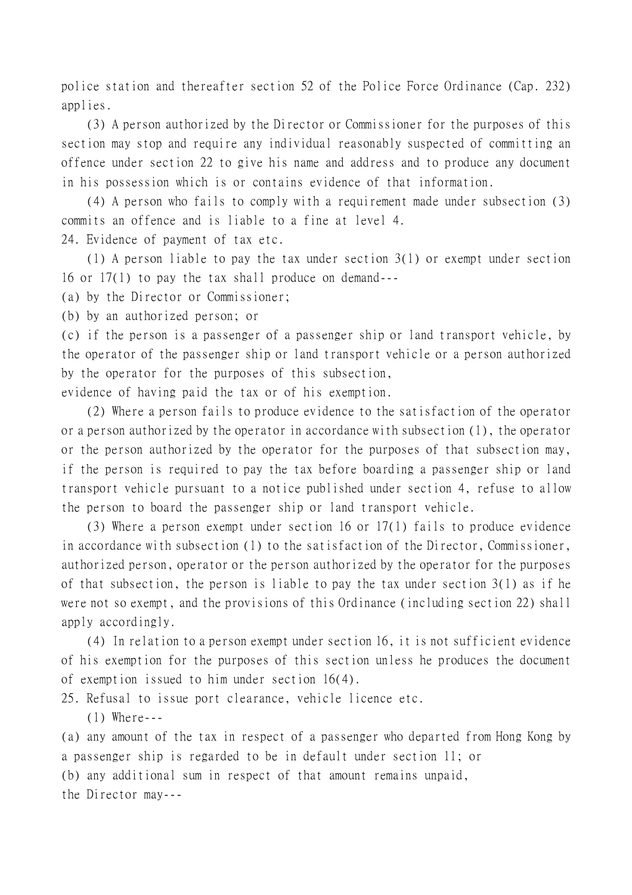police station and thereafter section 52 of the Police Force Ordinance (Cap. 232) applies.

(3) A person authorized by the Director or Commissioner for the purposes of this section may stop and require any individual reasonably suspected of committing an offence under section 22 to give his name and address and to produce any document in his possession which is or contains evidence of that information.

(4) A person who fails to comply with a requirement made under subsection (3) commits an offence and is liable to a fine at level 4.

24. Evidence of payment of tax etc.

(1) A person liable to pay the tax under section 3(1) or exempt under section 16 or 17(1) to pay the tax shall produce on demand---

(a) by the Director or Commissioner;

(b) by an authorized person; or

(c) if the person is a passenger of a passenger ship or land transport vehicle, by the operator of the passenger ship or land transport vehicle or a person authorized by the operator for the purposes of this subsection,

evidence of having paid the tax or of his exemption.

(2) Where a person fails to produce evidence to the satisfaction of the operator or a person authorized by the operator in accordance with subsection (1), the operator or the person authorized by the operator for the purposes of that subsection may, if the person is required to pay the tax before boarding a passenger ship or land transport vehicle pursuant to a notice published under section 4, refuse to allow the person to board the passenger ship or land transport vehicle.

(3) Where a person exempt under section 16 or 17(1) fails to produce evidence in accordance with subsection (1) to the satisfaction of the Director, Commissioner, authorized person, operator or the person authorized by the operator for the purposes of that subsection, the person is liable to pay the tax under section 3(1) as if he were not so exempt, and the provisions of this Ordinance (including section 22) shall apply accordingly.

(4) In relation to a person exempt under section 16, it is not sufficient evidence of his exemption for the purposes of this section unless he produces the document of exemption issued to him under section 16(4).

25. Refusal to issue port clearance, vehicle licence etc.

(1) Where---

(a) any amount of the tax in respect of a passenger who departed from Hong Kong by a passenger ship is regarded to be in default under section 11; or

(b) any additional sum in respect of that amount remains unpaid,

the Director may---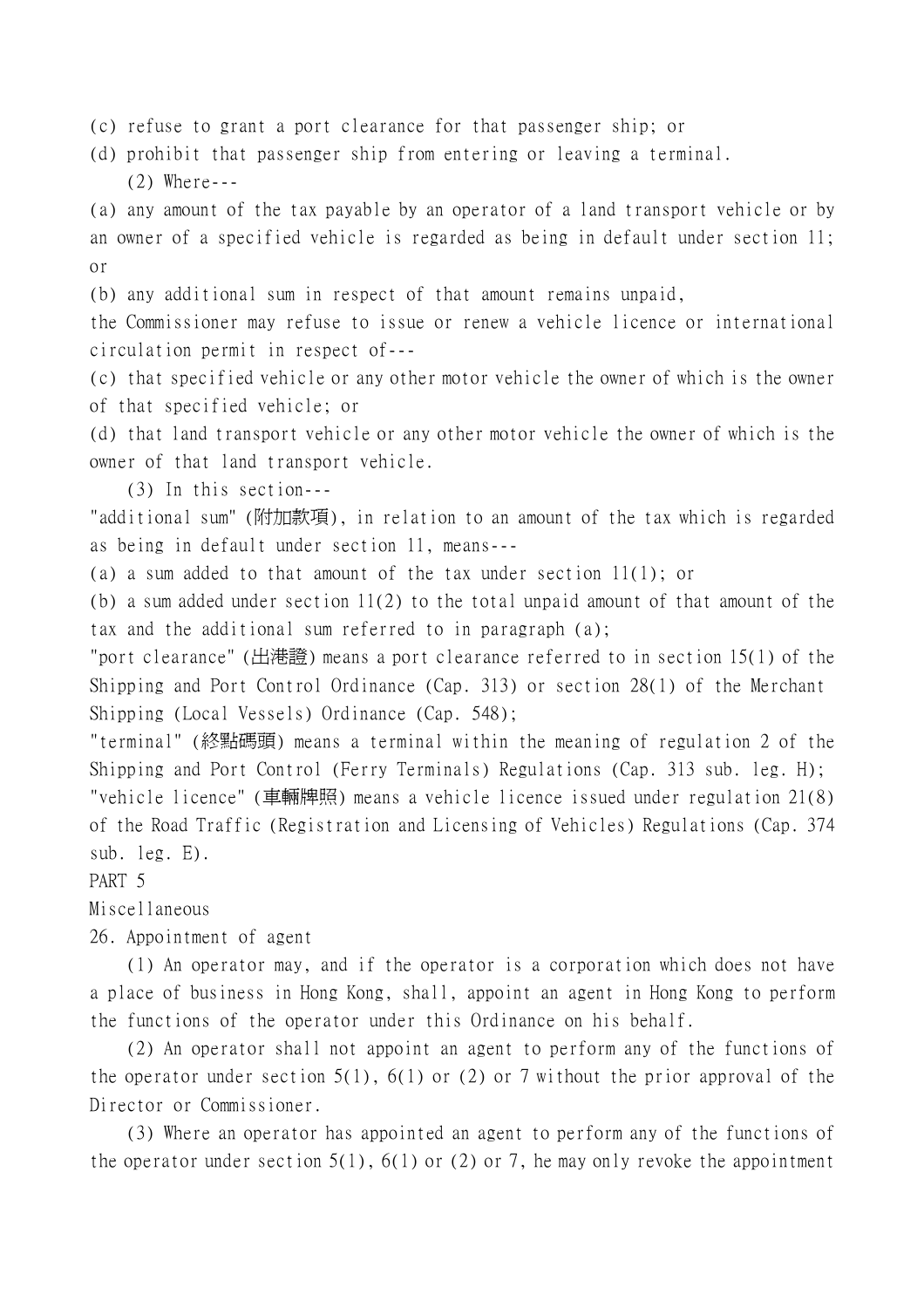(c) refuse to grant a port clearance for that passenger ship; or

(d) prohibit that passenger ship from entering or leaving a terminal.

(2) Where---

(a) any amount of the tax payable by an operator of a land transport vehicle or by an owner of a specified vehicle is regarded as being in default under section 11; or

(b) any additional sum in respect of that amount remains unpaid,

the Commissioner may refuse to issue or renew a vehicle licence or international circulation permit in respect of---

(c) that specified vehicle or any other motor vehicle the owner of which is the owner of that specified vehicle; or

(d) that land transport vehicle or any other motor vehicle the owner of which is the owner of that land transport vehicle.

(3) In this section---

"additional sum" (附加款項), in relation to an amount of the tax which is regarded as being in default under section 11, means---

(a) a sum added to that amount of the tax under section 11(1); or

(b) a sum added under section 11(2) to the total unpaid amount of that amount of the tax and the additional sum referred to in paragraph (a);

"port clearance" (出港證) means a port clearance referred to in section 15(1) of the Shipping and Port Control Ordinance (Cap. 313) or section 28(1) of the Merchant Shipping (Local Vessels) Ordinance (Cap. 548);

"terminal" (終點碼頭) means a terminal within the meaning of regulation 2 of the Shipping and Port Control (Ferry Terminals) Regulations (Cap. 313 sub. leg. H);

"vehicle licence" (車輛牌照) means a vehicle licence issued under regulation 21(8) of the Road Traffic (Registration and Licensing of Vehicles) Regulations (Cap. 374 sub. leg. E).

## PART 5

## Miscellaneous

### 26. Appointment of agent

(1) An operator may, and if the operator is a corporation which does not have a place of business in Hong Kong, shall, appoint an agent in Hong Kong to perform the functions of the operator under this Ordinance on his behalf.

(2) An operator shall not appoint an agent to perform any of the functions of the operator under section 5(1), 6(1) or (2) or 7 without the prior approval of the Director or Commissioner.

(3) Where an operator has appointed an agent to perform any of the functions of the operator under section 5(1), 6(1) or (2) or 7, he may only revoke the appointment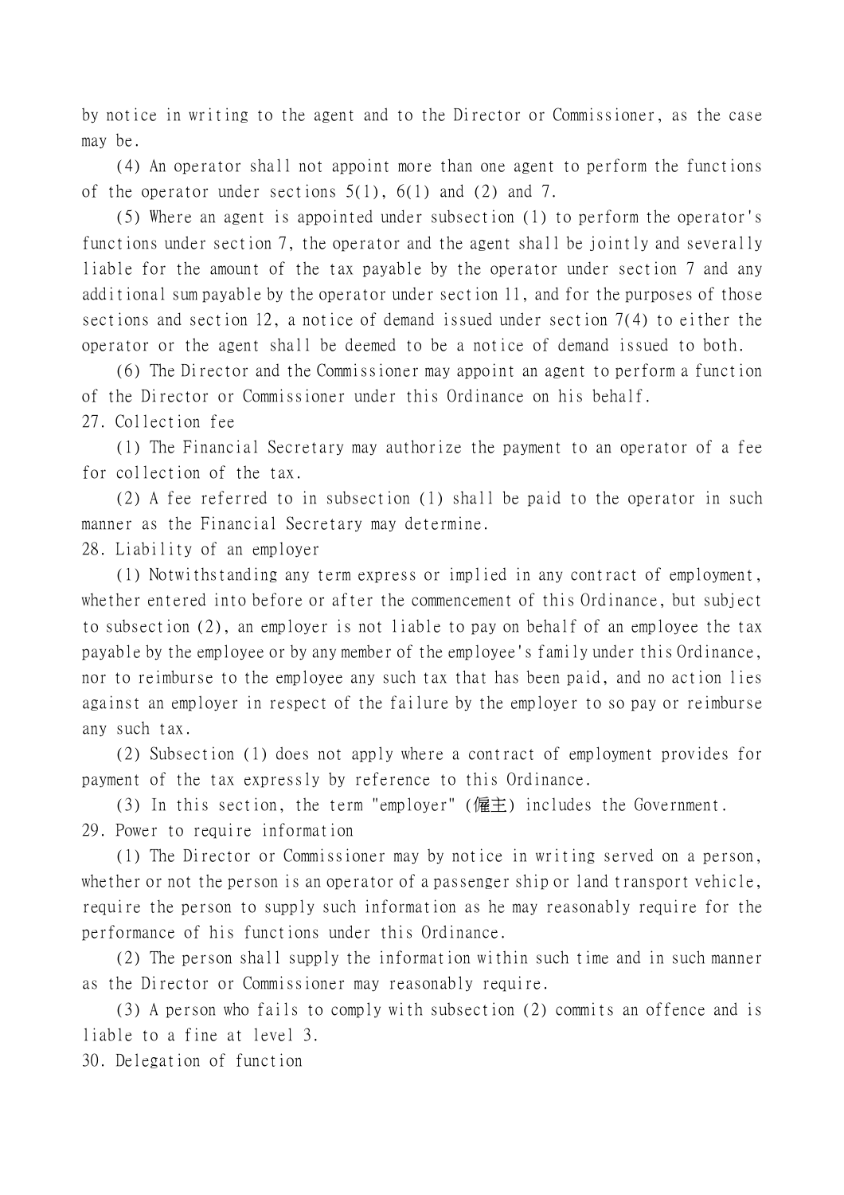by notice in writing to the agent and to the Director or Commissioner, as the case may be.

(4) An operator shall not appoint more than one agent to perform the functions of the operator under sections 5(1), 6(1) and (2) and 7.

(5) Where an agent is appointed under subsection (1) to perform the operator's functions under section 7, the operator and the agent shall be jointly and severally liable for the amount of the tax payable by the operator under section 7 and any additional sum payable by the operator under section 11, and for the purposes of those sections and section 12, a notice of demand issued under section 7(4) to either the operator or the agent shall be deemed to be a notice of demand issued to both.

(6) The Director and the Commissioner may appoint an agent to perform a function of the Director or Commissioner under this Ordinance on his behalf.

27. Collection fee

(1) The Financial Secretary may authorize the payment to an operator of a fee for collection of the tax.

(2) A fee referred to in subsection (1) shall be paid to the operator in such manner as the Financial Secretary may determine.

28. Liability of an employer

(1) Notwithstanding any term express or implied in any contract of employment, whether entered into before or after the commencement of this Ordinance, but subject to subsection (2), an employer is not liable to pay on behalf of an employee the tax payable by the employee or by any member of the employee's family under this Ordinance, nor to reimburse to the employee any such tax that has been paid, and no action lies against an employer in respect of the failure by the employer to so pay or reimburse any such tax.

(2) Subsection (1) does not apply where a contract of employment provides for payment of the tax expressly by reference to this Ordinance.

(3) In this section, the term "employer" (僱主) includes the Government.

29. Power to require information

(1) The Director or Commissioner may by notice in writing served on a person, whether or not the person is an operator of a passenger ship or land transport vehicle, require the person to supply such information as he may reasonably require for the performance of his functions under this Ordinance.

(2) The person shall supply the information within such time and in such manner as the Director or Commissioner may reasonably require.

(3) A person who fails to comply with subsection (2) commits an offence and is liable to a fine at level 3.

30. Delegation of function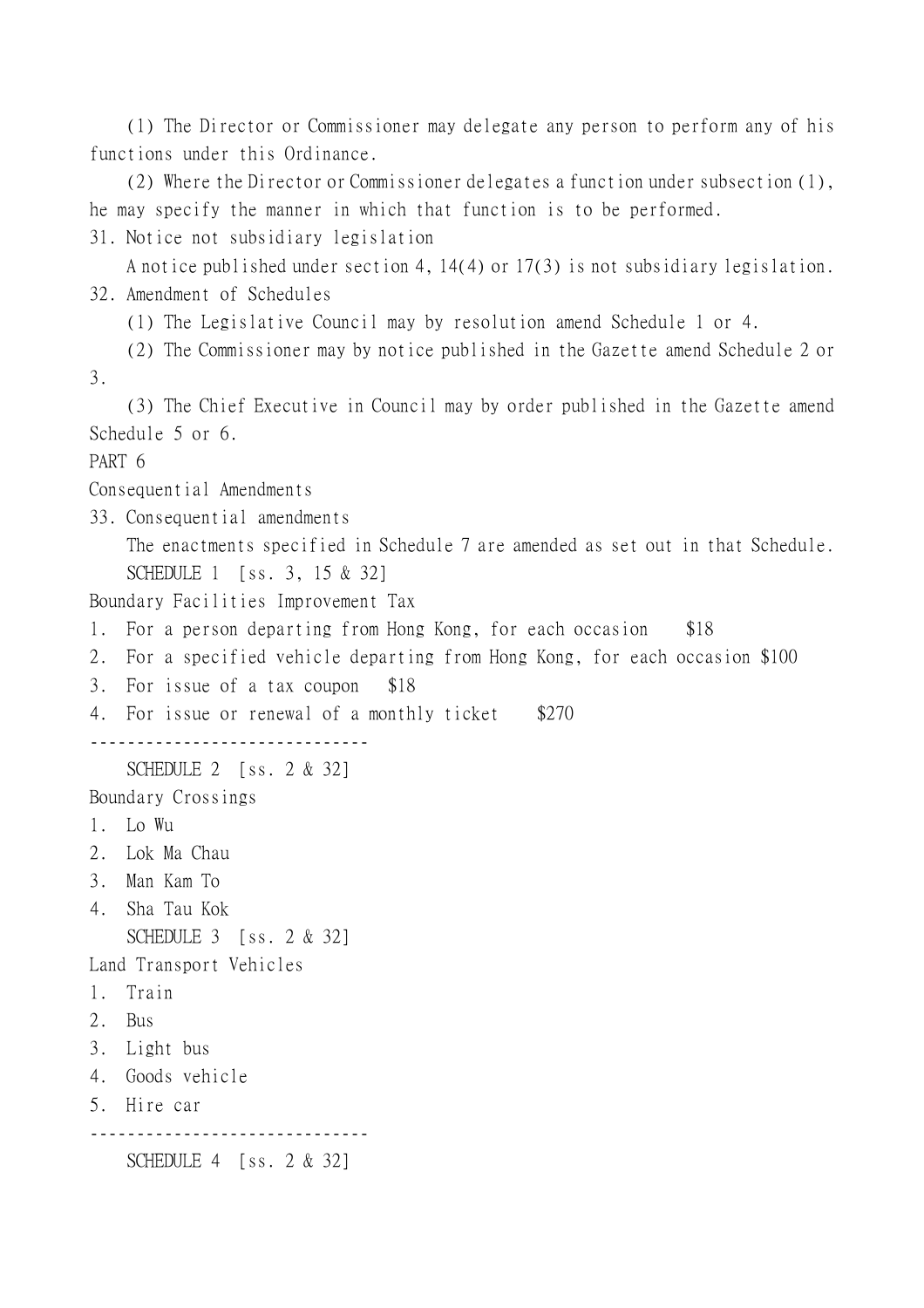(1) The Director or Commissioner may delegate any person to perform any of his functions under this Ordinance.

(2) Where the Director or Commissioner delegates a function under subsection (1), he may specify the manner in which that function is to be performed.

31. Notice not subsidiary legislation

A notice published under section 4, 14(4) or 17(3) is not subsidiary legislation.

32. Amendment of Schedules

(1) The Legislative Council may by resolution amend Schedule 1 or 4.

(2) The Commissioner may by notice published in the Gazette amend Schedule 2 or 3.

(3) The Chief Executive in Council may by order published in the Gazette amend Schedule 5 or 6.

PART 6

Consequential Amendments

33. Consequential amendments

The enactments specified in Schedule 7 are amended as set out in that Schedule.

SCHEDULE 1 [ss. 3, 15 & 32]

Boundary Facilities Improvement Tax

1. For a person departing from Hong Kong, for each occasion $18
2. For a specified vehicle departing from Hong Kong, for each occasion $100
3. For issue of a tax coupon $18
4. For issue or renewal of a monthly ticket $270

------------------------------

SCHEDULE 2 [ss. 2 & 32]

Boundary Crossings

1. Lo Wu
2. Lok Ma Chau
3. Man Kam To
4. Sha Tau Kok

SCHEDULE 3 [ss. 2 & 32]

Land Transport Vehicles

1. Train
2. Bus
3. Light bus
4. Goods vehicle
5. Hire car

------------------------------

SCHEDULE 4 [ss. 2 & 32]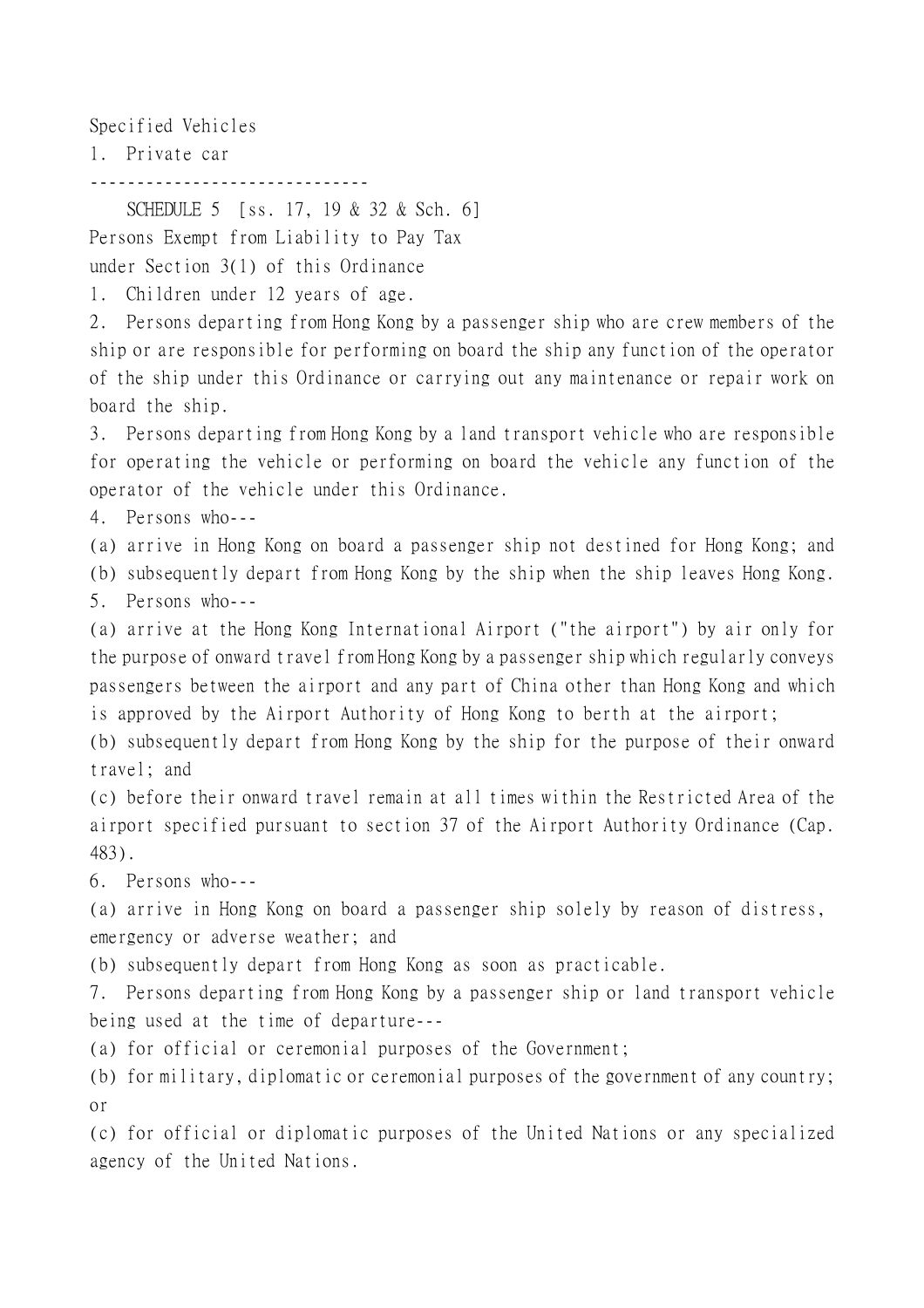Specified Vehicles

1. Private car

------------------------------

SCHEDULE 5 [ss. 17, 19 & 32 & Sch. 6]

Persons Exempt from Liability to Pay Tax under Section 3(1) of this Ordinance

1. Children under 12 years of age.

2. Persons departing from Hong Kong by a passenger ship who are crew members of the ship or are responsible for performing on board the ship any function of the operator of the ship under this Ordinance or carrying out any maintenance or repair work on board the ship.

3. Persons departing from Hong Kong by a land transport vehicle who are responsible for operating the vehicle or performing on board the vehicle any function of the operator of the vehicle under this Ordinance.

4. Persons who---

(a) arrive in Hong Kong on board a passenger ship not destined for Hong Kong; and

(b) subsequently depart from Hong Kong by the ship when the ship leaves Hong Kong.

5. Persons who---

(a) arrive at the Hong Kong International Airport ("the airport") by air only for the purpose of onward travel from Hong Kong by a passenger ship which regularly conveys passengers between the airport and any part of China other than Hong Kong and which is approved by the Airport Authority of Hong Kong to berth at the airport;

(b) subsequently depart from Hong Kong by the ship for the purpose of their onward travel; and

(c) before their onward travel remain at all times within the Restricted Area of the airport specified pursuant to section 37 of the Airport Authority Ordinance (Cap. 483).

6. Persons who---

(a) arrive in Hong Kong on board a passenger ship solely by reason of distress, emergency or adverse weather; and

(b) subsequently depart from Hong Kong as soon as practicable.

7. Persons departing from Hong Kong by a passenger ship or land transport vehicle being used at the time of departure---

(a) for official or ceremonial purposes of the Government;

(b) for military, diplomatic or ceremonial purposes of the government of any country; or

(c) for official or diplomatic purposes of the United Nations or any specialized agency of the United Nations.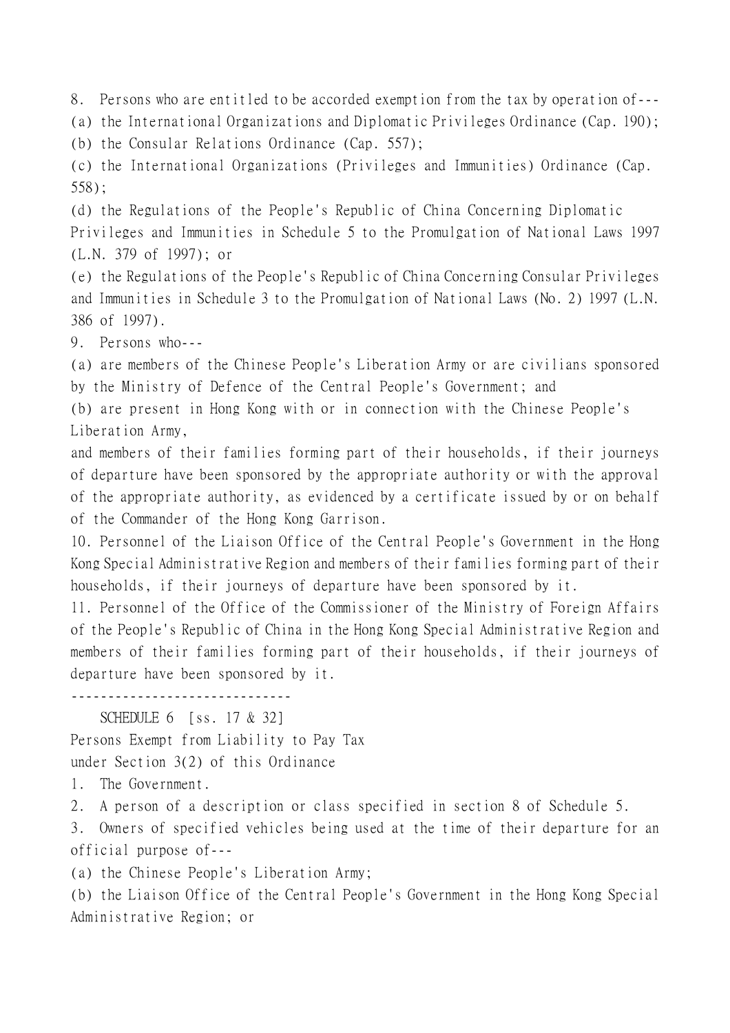8. Persons who are entitled to be accorded exemption from the tax by operation of---

(a) the International Organizations and Diplomatic Privileges Ordinance (Cap. 190);

(b) the Consular Relations Ordinance (Cap. 557);

(c) the International Organizations (Privileges and Immunities) Ordinance (Cap. 558);

(d) the Regulations of the People's Republic of China Concerning Diplomatic Privileges and Immunities in Schedule 5 to the Promulgation of National Laws 1997 (L.N. 379 of 1997); or

(e) the Regulations of the People's Republic of China Concerning Consular Privileges and Immunities in Schedule 3 to the Promulgation of National Laws (No. 2) 1997 (L.N. 386 of 1997).

9. Persons who---

(a) are members of the Chinese People's Liberation Army or are civilians sponsored by the Ministry of Defence of the Central People's Government; and

(b) are present in Hong Kong with or in connection with the Chinese People's Liberation Army,

and members of their families forming part of their households, if their journeys of departure have been sponsored by the appropriate authority or with the approval of the appropriate authority, as evidenced by a certificate issued by or on behalf of the Commander of the Hong Kong Garrison.

10. Personnel of the Liaison Office of the Central People's Government in the Hong Kong Special Administrative Region and members of their families forming part of their households, if their journeys of departure have been sponsored by it.

11. Personnel of the Office of the Commissioner of the Ministry of Foreign Affairs of the People's Republic of China in the Hong Kong Special Administrative Region and members of their families forming part of their households, if their journeys of departure have been sponsored by it.

------------------------------

SCHEDULE 6 [ss. 17 & 32]

Persons Exempt from Liability to Pay Tax under Section 3(2) of this Ordinance

1. The Government.

2. A person of a description or class specified in section 8 of Schedule 5.

3. Owners of specified vehicles being used at the time of their departure for an official purpose of---

(a) the Chinese People's Liberation Army;

(b) the Liaison Office of the Central People's Government in the Hong Kong Special Administrative Region; or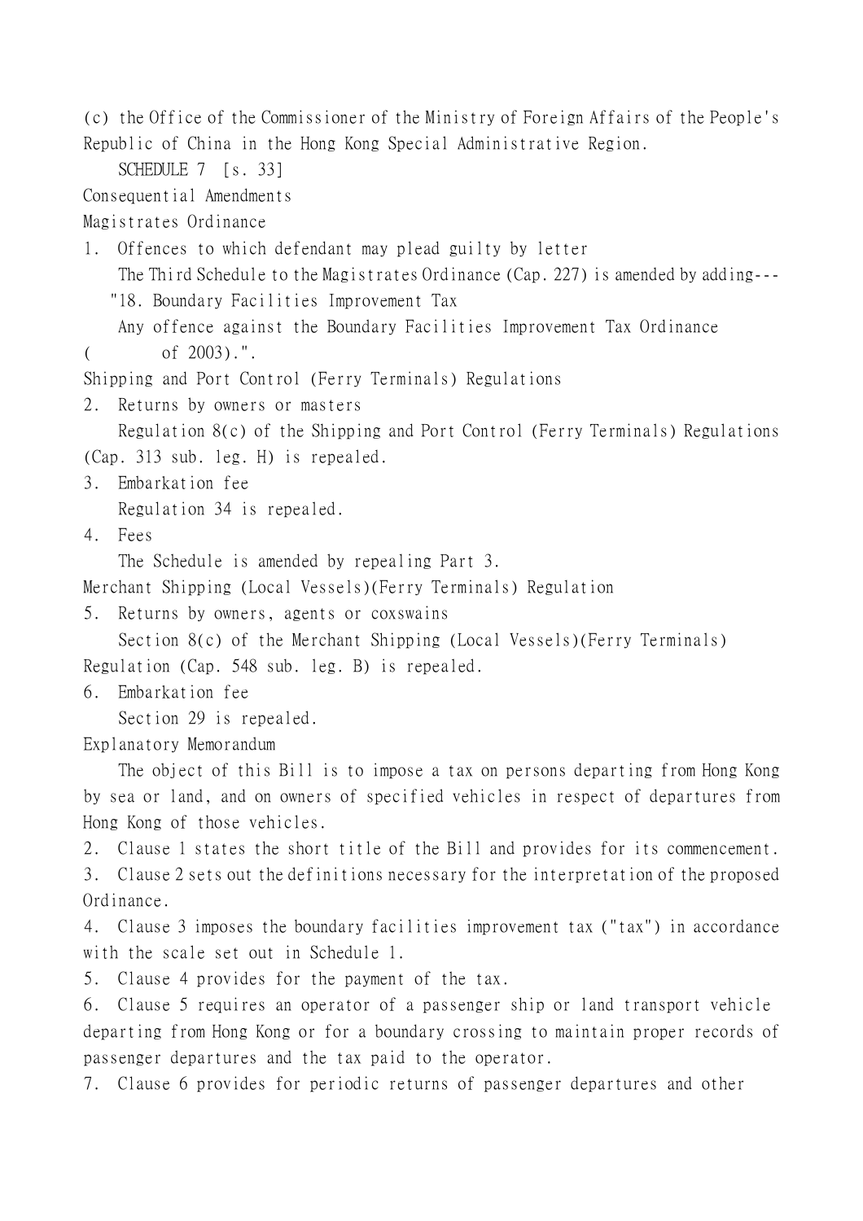(c) the Office of the Commissioner of the Ministry of Foreign Affairs of the People's Republic of China in the Hong Kong Special Administrative Region.

SCHEDULE 7 [s. 33]

Consequential Amendments

Magistrates Ordinance

1. Offences to which defendant may plead guilty by letter

The Third Schedule to the Magistrates Ordinance (Cap. 227) is amended by adding---

"18. Boundary Facilities Improvement Tax

Any offence against the Boundary Facilities Improvement Tax Ordinance (        of 2003).".

Shipping and Port Control (Ferry Terminals) Regulations

2. Returns by owners or masters

Regulation 8(c) of the Shipping and Port Control (Ferry Terminals) Regulations (Cap. 313 sub. leg. H) is repealed.

3. Embarkation fee

Regulation 34 is repealed.

4. Fees

The Schedule is amended by repealing Part 3.

Merchant Shipping (Local Vessels)(Ferry Terminals) Regulation

5. Returns by owners, agents or coxswains

Section 8(c) of the Merchant Shipping (Local Vessels)(Ferry Terminals) Regulation (Cap. 548 sub. leg. B) is repealed.

6. Embarkation fee

Section 29 is repealed.

Explanatory Memorandum

The object of this Bill is to impose a tax on persons departing from Hong Kong by sea or land, and on owners of specified vehicles in respect of departures from Hong Kong of those vehicles.

2. Clause 1 states the short title of the Bill and provides for its commencement.

3. Clause 2 sets out the definitions necessary for the interpretation of the proposed Ordinance.

4. Clause 3 imposes the boundary facilities improvement tax ("tax") in accordance with the scale set out in Schedule 1.

5. Clause 4 provides for the payment of the tax.

6. Clause 5 requires an operator of a passenger ship or land transport vehicle departing from Hong Kong or for a boundary crossing to maintain proper records of passenger departures and the tax paid to the operator.

7. Clause 6 provides for periodic returns of passenger departures and other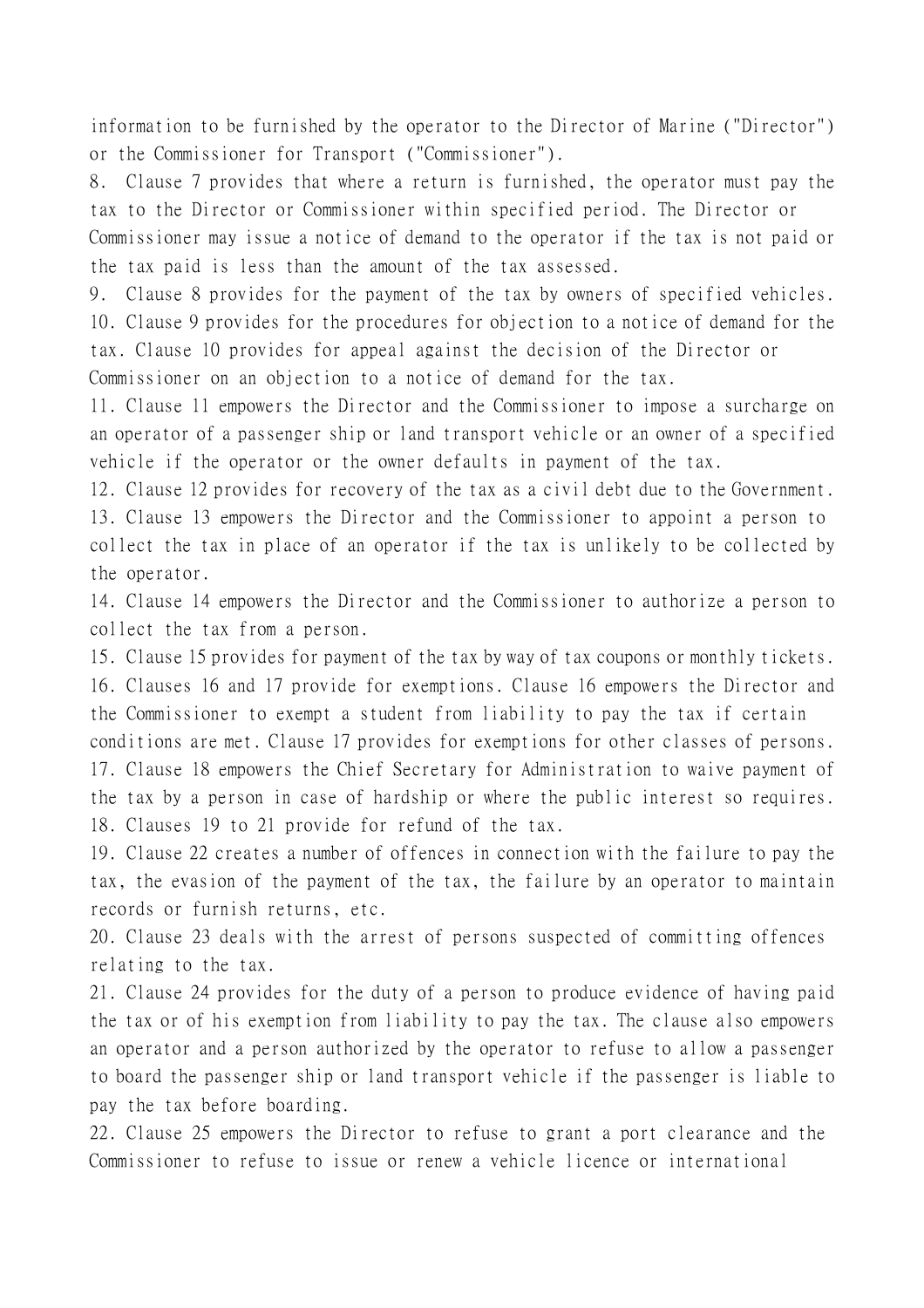information to be furnished by the operator to the Director of Marine ("Director") or the Commissioner for Transport ("Commissioner").

8. Clause 7 provides that where a return is furnished, the operator must pay the tax to the Director or Commissioner within specified period. The Director or Commissioner may issue a notice of demand to the operator if the tax is not paid or the tax paid is less than the amount of the tax assessed.

9. Clause 8 provides for the payment of the tax by owners of specified vehicles.

10. Clause 9 provides for the procedures for objection to a notice of demand for the tax. Clause 10 provides for appeal against the decision of the Director or Commissioner on an objection to a notice of demand for the tax.

11. Clause 11 empowers the Director and the Commissioner to impose a surcharge on an operator of a passenger ship or land transport vehicle or an owner of a specified vehicle if the operator or the owner defaults in payment of the tax.

12. Clause 12 provides for recovery of the tax as a civil debt due to the Government.

13. Clause 13 empowers the Director and the Commissioner to appoint a person to collect the tax in place of an operator if the tax is unlikely to be collected by the operator.

14. Clause 14 empowers the Director and the Commissioner to authorize a person to collect the tax from a person.

15. Clause 15 provides for payment of the tax by way of tax coupons or monthly tickets.

16. Clauses 16 and 17 provide for exemptions. Clause 16 empowers the Director and the Commissioner to exempt a student from liability to pay the tax if certain conditions are met. Clause 17 provides for exemptions for other classes of persons.

17. Clause 18 empowers the Chief Secretary for Administration to waive payment of the tax by a person in case of hardship or where the public interest so requires.

18. Clauses 19 to 21 provide for refund of the tax.

19. Clause 22 creates a number of offences in connection with the failure to pay the tax, the evasion of the payment of the tax, the failure by an operator to maintain records or furnish returns, etc.

20. Clause 23 deals with the arrest of persons suspected of committing offences relating to the tax.

21. Clause 24 provides for the duty of a person to produce evidence of having paid the tax or of his exemption from liability to pay the tax. The clause also empowers an operator and a person authorized by the operator to refuse to allow a passenger to board the passenger ship or land transport vehicle if the passenger is liable to pay the tax before boarding.

22. Clause 25 empowers the Director to refuse to grant a port clearance and the Commissioner to refuse to issue or renew a vehicle licence or international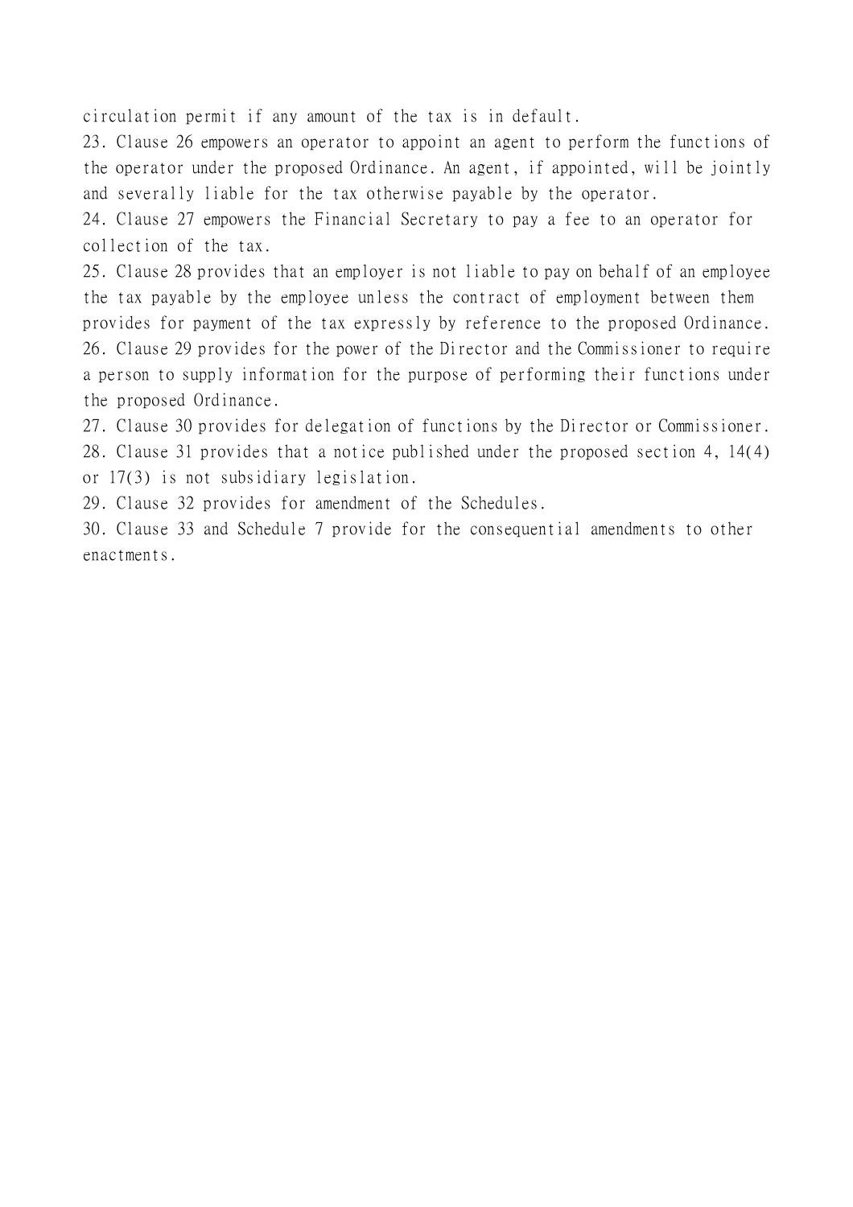circulation permit if any amount of the tax is in default.

23. Clause 26 empowers an operator to appoint an agent to perform the functions of the operator under the proposed Ordinance. An agent, if appointed, will be jointly and severally liable for the tax otherwise payable by the operator.

24. Clause 27 empowers the Financial Secretary to pay a fee to an operator for collection of the tax.

25. Clause 28 provides that an employer is not liable to pay on behalf of an employee the tax payable by the employee unless the contract of employment between them provides for payment of the tax expressly by reference to the proposed Ordinance.

26. Clause 29 provides for the power of the Director and the Commissioner to require a person to supply information for the purpose of performing their functions under the proposed Ordinance.

27. Clause 30 provides for delegation of functions by the Director or Commissioner.

28. Clause 31 provides that a notice published under the proposed section 4, 14(4) or 17(3) is not subsidiary legislation.

29. Clause 32 provides for amendment of the Schedules.

30. Clause 33 and Schedule 7 provide for the consequential amendments to other enactments.